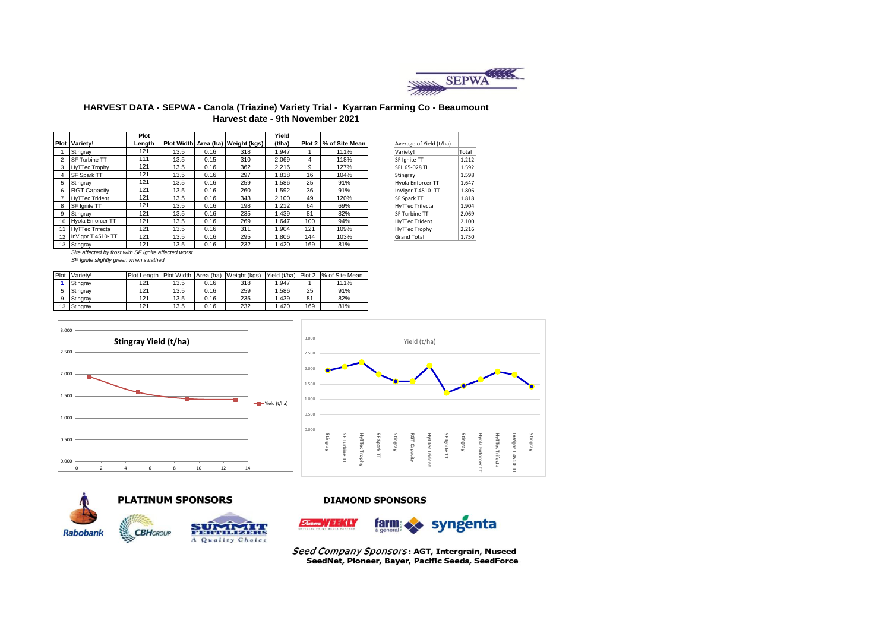SEPWA

# HARVEST DATA - SEPWA - Canola (Triazine) Variety Trial - Kyarran Farming Co - Beaumount

## Harvest date - 9th November 2021

| Plot | Variety! | Plot Length | Plot Width | Area (ha) | Weight (kgs) | Yield (t/ha) | Plot 2 | % of Site Mean |
|---|---|---|---|---|---|---|---|---|
| 1 | Stingray | 121 | 13.5 | 0.16 | 318 | 1.947 | 1 | 111% |
| 2 | SF Turbine TT | 111 | 13.5 | 0.15 | 310 | 2.069 | 4 | 118% |
| 3 | HyTTec Trophy | 121 | 13.5 | 0.16 | 362 | 2.216 | 9 | 127% |
| 4 | SF Spark TT | 121 | 13.5 | 0.16 | 297 | 1.818 | 16 | 104% |
| 5 | Stingray | 121 | 13.5 | 0.16 | 259 | 1.586 | 25 | 91% |
| 6 | RGT Capacity | 121 | 13.5 | 0.16 | 260 | 1.592 | 36 | 91% |
| 7 | HyTTec Trident | 121 | 13.5 | 0.16 | 343 | 2.100 | 49 | 120% |
| 8 | SF Ignite TT | 121 | 13.5 | 0.16 | 198 | 1.212 | 64 | 69% |
| 9 | Stingray | 121 | 13.5 | 0.16 | 235 | 1.439 | 81 | 82% |
| 10 | Hyola Enforcer TT | 121 | 13.5 | 0.16 | 269 | 1.647 | 100 | 94% |
| 11 | HyTTec Trifecta | 121 | 13.5 | 0.16 | 311 | 1.904 | 121 | 109% |
| 12 | InVigor T 4510- TT | 121 | 13.5 | 0.16 | 295 | 1.806 | 144 | 103% |
| 13 | Stingray | 121 | 13.5 | 0.16 | 232 | 1.420 | 169 | 81% |

*Site affected by frost with SF Ignite affected worst*

*SF Ignite slightly green when swathed*

| Average of Yield (t/ha) | |
|---|---|
| Variety! | Total |
| SF Ignite TT | 1.212 |
| SFL 65-028 TI | 1.592 |
| Stingray | 1.598 |
| Hyola Enforcer TT | 1.647 |
| InVigor T 4510- TT | 1.806 |
| SF Spark TT | 1.818 |
| HyTTec Trifecta | 1.904 |
| SF Turbine TT | 2.069 |
| HyTTec Trident | 2.100 |
| HyTTec Trophy | 2.216 |
| Grand Total | 1.750 |

| Plot | Variety! | Plot Length | Plot Width | Area (ha) | Weight (kgs) | Yield (t/ha) | Plot 2 | % of Site Mean |
|---|---|---|---|---|---|---|---|---|
| 1 | Stingray | 121 | 13.5 | 0.16 | 318 | 1.947 | 1 | 111% |
| 5 | Stingray | 121 | 13.5 | 0.16 | 259 | 1.586 | 25 | 91% |
| 9 | Stingray | 121 | 13.5 | 0.16 | 235 | 1.439 | 81 | 82% |
| 13 | Stingray | 121 | 13.5 | 0.16 | 232 | 1.420 | 169 | 81% |

Stingray Yield (t/ha)

3.000
2.500
2.000
1.500
1.000
0.500
0.000

0 2 4 6 8 10 12 14

Yield (t/ha)

Yield (t/ha)

3.000
2.500
2.000
1.500
1.000
0.500
0.000

Stingray
SF Turbine TT
HyTTec Trophy
SF Spark TT
Stingray
RGT Capacity
HyTTec Trident
SF Ignite TT
Stingray
Hyola Enforcer TT
HyTTec Trifecta
InVigor T 4510- TT
Stingray

**PLATINUM SPONSORS**

Rabobank, CBH GROUP, SUMMIT FERTILIZERS A Quality Choice

**DIAMOND SPONSORS**

Farm WEEKLY, farm & general, syngenta

*Seed Company Sponsors*: **AGT, Intergrain, Nuseed SeedNet, Pioneer, Bayer, Pacific Seeds, SeedForce**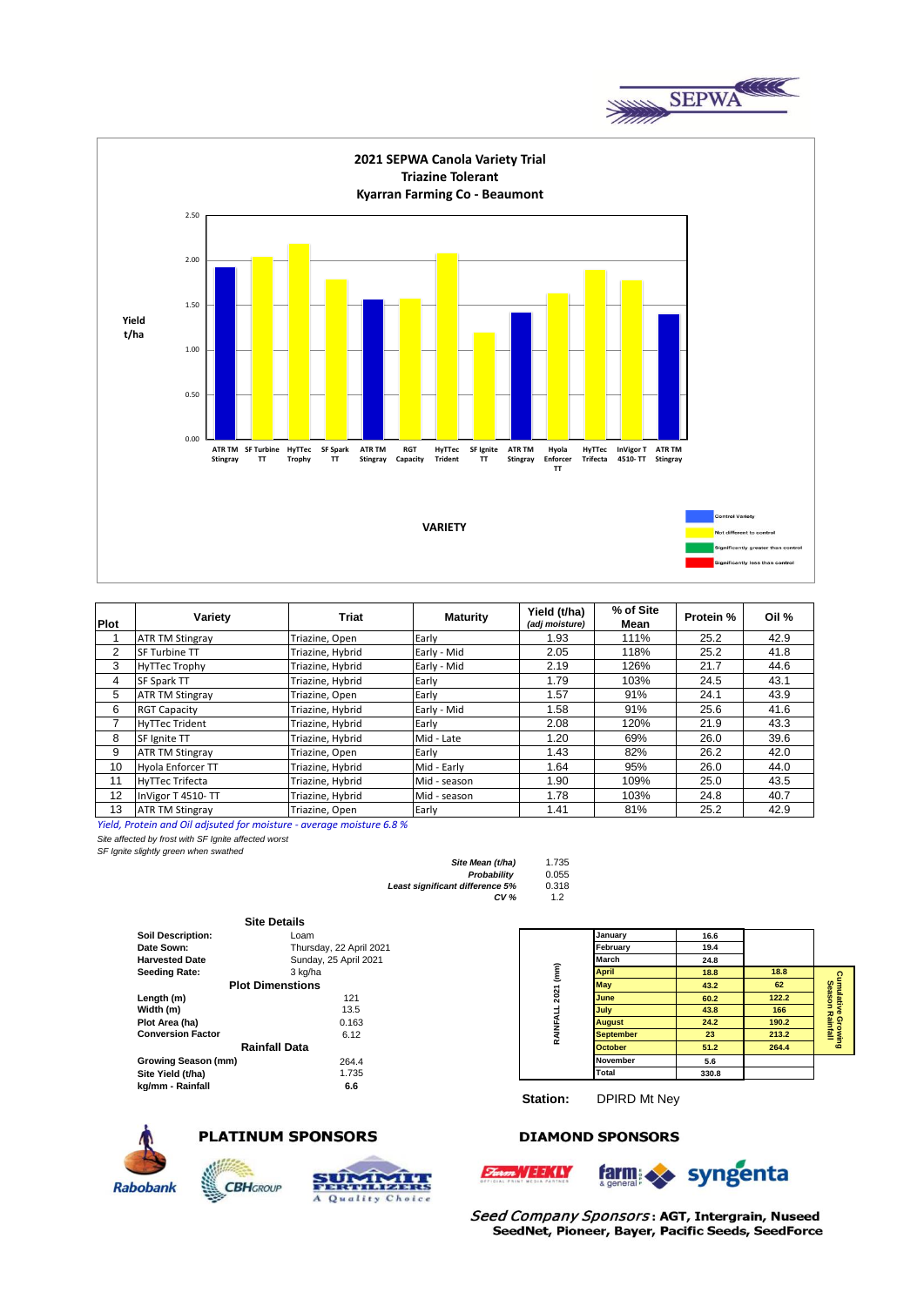SEPWA

**2021 SEPWA Canola Variety Trial**
**Triazine Tolerant**
**Kyarran Farming Co - Beaumont**

Yield t/ha

2.50
2.00
1.50
1.00
0.50
0.00

ATR TM Stingray
SF Turbine TT
HyTTec Trophy
SF Spark TT
ATR TM Stingray
RGT Capacity
HyTTec Trident
SF Ignite TT
ATR TM Stingray
Hyola Enforcer TT
HyTTec Trifecta
InVigor T 4510- TT
ATR TM Stingray

VARIETY

Control Variety
Not different to control
Significantly greater than control
Significantly less than control

| Plot | Variety | Triat | Maturity | Yield (t/ha) *(adj moisture)* | % of Site Mean | Protein % | Oil % |
|---|---|---|---|---|---|---|---|
| 1 | ATR TM Stingray | Triazine, Open | Early | 1.93 | 111% | 25.2 | 42.9 |
| 2 | SF Turbine TT | Triazine, Hybrid | Early - Mid | 2.05 | 118% | 25.2 | 41.8 |
| 3 | HyTTec Trophy | Triazine, Hybrid | Early - Mid | 2.19 | 126% | 21.7 | 44.6 |
| 4 | SF Spark TT | Triazine, Hybrid | Early | 1.79 | 103% | 24.5 | 43.1 |
| 5 | ATR TM Stingray | Triazine, Open | Early | 1.57 | 91% | 24.1 | 43.9 |
| 6 | RGT Capacity | Triazine, Hybrid | Early - Mid | 1.58 | 91% | 25.6 | 41.6 |
| 7 | HyTTec Trident | Triazine, Hybrid | Early | 2.08 | 120% | 21.9 | 43.3 |
| 8 | SF Ignite TT | Triazine, Hybrid | Mid - Late | 1.20 | 69% | 26.0 | 39.6 |
| 9 | ATR TM Stingray | Triazine, Open | Early | 1.43 | 82% | 26.2 | 42.0 |
| 10 | Hyola Enforcer TT | Triazine, Hybrid | Mid - Early | 1.64 | 95% | 26.0 | 44.0 |
| 11 | HyTTec Trifecta | Triazine, Hybrid | Mid - season | 1.90 | 109% | 25.0 | 43.5 |
| 12 | InVigor T 4510- TT | Triazine, Hybrid | Mid - season | 1.78 | 103% | 24.8 | 40.7 |
| 13 | ATR TM Stingray | Triazine, Open | Early | 1.41 | 81% | 25.2 | 42.9 |

*Yield, Protein and Oil adjsuted for moisture - average moisture 6.8 %*

*Site affected by frost with SF Ignite affected worst*

*SF Ignite slightly green when swathed*

| | |
|---|---|
| ***Site Mean (t/ha)*** | 1.735 |
| ***Probability*** | 0.055 |
| ***Least significant difference 5%*** | 0.318 |
| ***CV %*** | 1.2 |

**Site Details**

| | |
|---|---|
| **Soil Description:** | Loam |
| **Date Sown:** | Thursday, 22 April 2021 |
| **Harvested Date** | Sunday, 25 April 2021 |
| **Seeding Rate:** | 3 kg/ha |

**Plot Dimenstions**

| | |
|---|---|
| **Length (m)** | 121 |
| **Width (m)** | 13.5 |
| **Plot Area (ha)** | 0.163 |
| **Conversion Factor** | 6.12 |

**Rainfall Data**

| | |
|---|---|
| **Growing Season (mm)** | 264.4 |
| **Site Yield (t/ha)** | 1.735 |
| **kg/mm - Rainfall** | **6.6** |

**RAINFALL 2021 (mm)**

| Month | Rainfall | Cumulative Growing Season Rainfall |
|---|---|---|
| January | 16.6 | |
| February | 19.4 | |
| March | 24.8 | |
| April | 18.8 | 18.8 |
| May | 43.2 | 62 |
| June | 60.2 | 122.2 |
| July | 43.8 | 166 |
| August | 24.2 | 190.2 |
| September | 23 | 213.2 |
| October | 51.2 | 264.4 |
| November | 5.6 | |
| Total | 330.8 | |

**Station:** DPIRD Mt Ney

**PLATINUM SPONSORS**

Rabobank, CBH GROUP, SUMMIT FERTILIZERS A Quality Choice

**DIAMOND SPONSORS**

Farm WEEKLY, farm & general, syngenta

*Seed Company Sponsors*: **AGT, Intergrain, Nuseed SeedNet, Pioneer, Bayer, Pacific Seeds, SeedForce**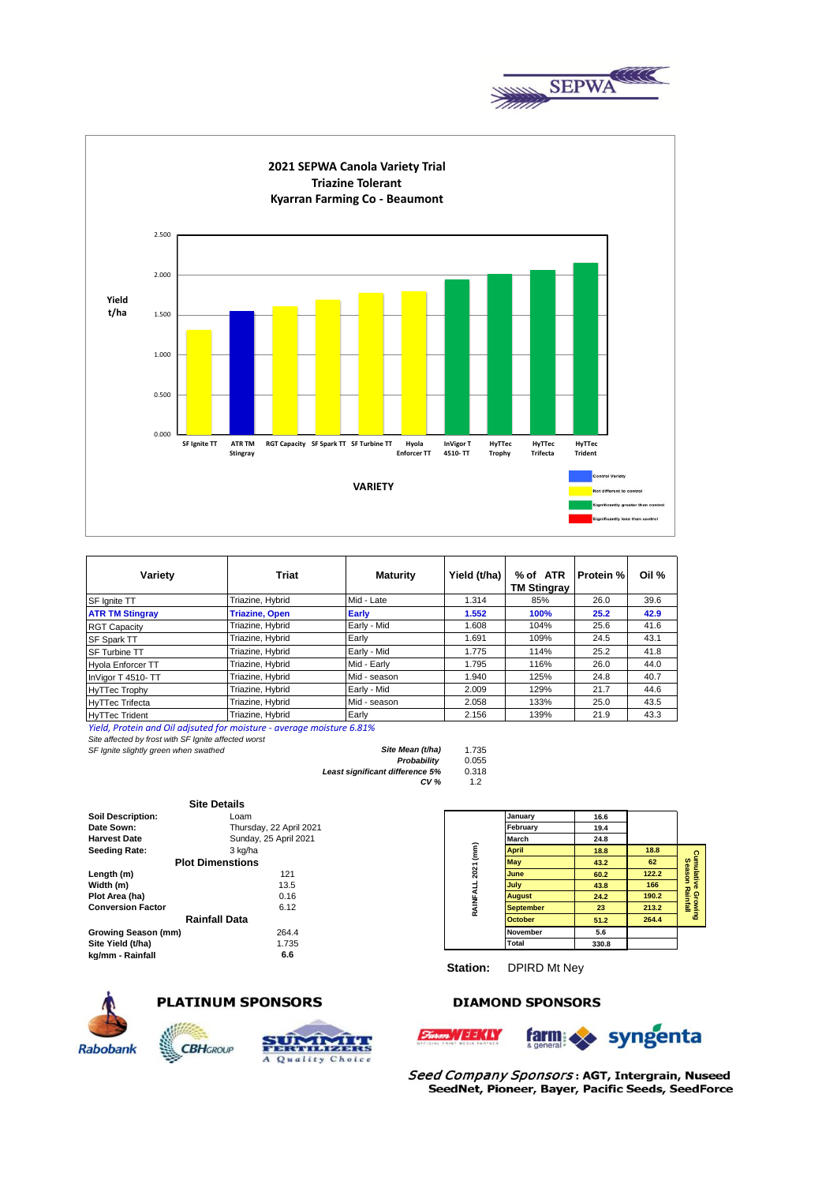SEPWA

## 2021 SEPWA Canola Variety Trial
## Triazine Tolerant
## Kyarran Farming Co - Beaumont

Yield t/ha

2.500
2.000
1.500
1.000
0.500
0.000

SF Ignite TT
ATR TM Stingray
RGT Capacity
SF Spark TT
SF Turbine TT
Hyola Enforcer TT
InVigor T 4510- TT
HyTTec Trophy
HyTTec Trifecta
HyTTec Trident

VARIETY

Control Variety
Not different to control
Significantly greater than control
Significantly less than control

| Variety | Triat | Maturity | Yield (t/ha) | % of ATR TM Stingray | Protein % | Oil % |
|---|---|---|---|---|---|---|
| SF Ignite TT | Triazine, Hybrid | Mid - Late | 1.314 | 85% | 26.0 | 39.6 |
| **ATR TM Stingray** | **Triazine, Open** | **Early** | **1.552** | **100%** | **25.2** | **42.9** |
| RGT Capacity | Triazine, Hybrid | Early - Mid | 1.608 | 104% | 25.6 | 41.6 |
| SF Spark TT | Triazine, Hybrid | Early | 1.691 | 109% | 24.5 | 43.1 |
| SF Turbine TT | Triazine, Hybrid | Early - Mid | 1.775 | 114% | 25.2 | 41.8 |
| Hyola Enforcer TT | Triazine, Hybrid | Mid - Early | 1.795 | 116% | 26.0 | 44.0 |
| InVigor T 4510- TT | Triazine, Hybrid | Mid - season | 1.940 | 125% | 24.8 | 40.7 |
| HyTTec Trophy | Triazine, Hybrid | Early - Mid | 2.009 | 129% | 21.7 | 44.6 |
| HyTTec Trifecta | Triazine, Hybrid | Mid - season | 2.058 | 133% | 25.0 | 43.5 |
| HyTTec Trident | Triazine, Hybrid | Early | 2.156 | 139% | 21.9 | 43.3 |

*Yield, Protein and Oil adjsuted for moisture - average moisture 6.81%*

*Site affected by frost with SF Ignite affected worst*

*SF Ignite slightly green when swathed*

| | |
|---|---|
| ***Site Mean (t/ha)*** | 1.735 |
| ***Probability*** | 0.055 |
| ***Least significant difference 5%*** | 0.318 |
| ***CV %*** | 1.2 |

### Site Details

| | |
|---|---|
| **Soil Description:** | Loam |
| **Date Sown:** | Thursday, 22 April 2021 |
| **Harvest Date** | Sunday, 25 April 2021 |
| **Seeding Rate:** | 3 kg/ha |
| **Plot Dimenstions** | |
| **Length (m)** | 121 |
| **Width (m)** | 13.5 |
| **Plot Area (ha)** | 0.16 |
| **Conversion Factor** | 6.12 |
| **Rainfall Data** | |
| **Growing Season (mm)** | 264.4 |
| **Site Yield (t/ha)** | 1.735 |
| **kg/mm - Rainfall** | **6.6** |

RAINFALL 2021 (mm)

| Month | Rainfall | Cumulative Growing Season Rainfall |
|---|---|---|
| January | 16.6 | |
| February | 19.4 | |
| March | 24.8 | |
| April | 18.8 | 18.8 |
| May | 43.2 | 62 |
| June | 60.2 | 122.2 |
| July | 43.8 | 166 |
| August | 24.2 | 190.2 |
| September | 23 | 213.2 |
| October | 51.2 | 264.4 |
| November | 5.6 | |
| Total | 330.8 | |

**Station:** DPIRD Mt Ney

**PLATINUM SPONSORS**

Rabobank, CBH Group, Summit Fertilizers – A Quality Choice

**DIAMOND SPONSORS**

Farm Weekly, farm & general, syngenta

*Seed Company Sponsors*: **AGT, Intergrain, Nuseed SeedNet, Pioneer, Bayer, Pacific Seeds, SeedForce**